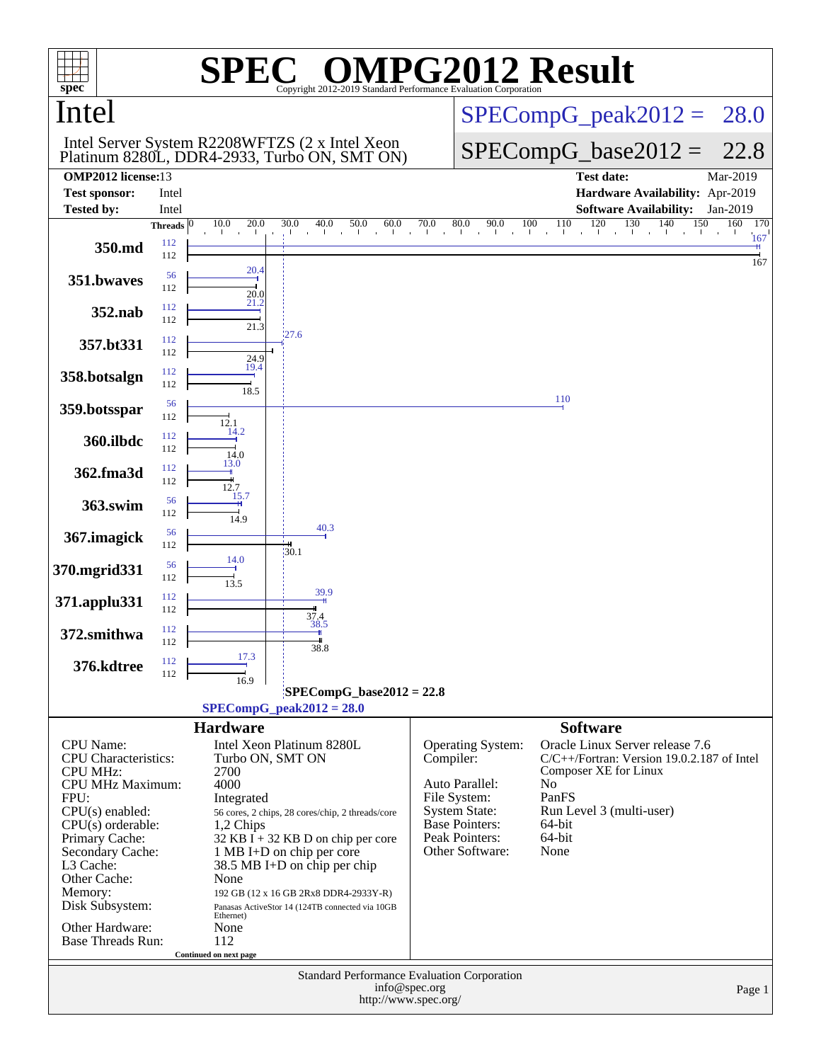# SPEC OMPG2012 Result

Copyright 2012-2019 Standard Performance Evaluation Corporation

## Intel

Intel Server System R2208WFTZS (2 x Intel Xeon Platinum 8280L, DDR4-2933, Turbo ON, SMT ON)

**SPECompG_peak2012 = 28.0**

**SPECompG_base2012 = 22.8**

| | | | |
|---|---|---|---|
| **OMP2012 license:** | 13 | **Test date:** | Mar-2019 |
| **Test sponsor:** | Intel | **Hardware Availability:** | Apr-2019 |
| **Tested by:** | Intel | **Software Availability:** | Jan-2019 |

| Benchmark | Peak Threads | Base Threads | Peak | Base |
|---|---|---|---|---|
| 350.md | 112 | 112 | 167 | 167 |
| 351.bwaves | 56 | 112 | 20.4 | 20.0 |
| 352.nab | 112 | 112 | 21.2 | 21.3 |
| 357.bt331 | 112 | 112 | 27.6 | 24.9 |
| 358.botsalgn | 112 | 112 | 19.4 | 18.5 |
| 359.botsspar | 56 | 112 | 110 | 12.1 |
| 360.ilbdc | 112 | 112 | 14.2 | 14.0 |
| 362.fma3d | 112 | 112 | 13.0 | 12.7 |
| 363.swim | 56 | 112 | 15.7 | 14.9 |
| 367.imagick | 56 | 112 | 40.3 | 30.1 |
| 370.mgrid331 | 56 | 112 | 14.0 | 13.5 |
| 371.applu331 | 112 | 112 | 39.9 | 37.4 |
| 372.smithwa | 112 | 112 | 38.5 | 38.8 |
| 376.kdtree | 112 | 112 | 17.3 | 16.9 |

SPECompG_base2012 = 22.8

SPECompG_peak2012 = 28.0

### Hardware

| | |
|---|---|
| CPU Name: | Intel Xeon Platinum 8280L |
| CPU Characteristics: | Turbo ON, SMT ON |
| CPU MHz: | 2700 |
| CPU MHz Maximum: | 4000 |
| FPU: | Integrated |
| CPU(s) enabled: | 56 cores, 2 chips, 28 cores/chip, 2 threads/core |
| CPU(s) orderable: | 1,2 Chips |
| Primary Cache: | 32 KB I + 32 KB D on chip per core |
| Secondary Cache: | 1 MB I+D on chip per core |
| L3 Cache: | 38.5 MB I+D on chip per chip |
| Other Cache: | None |
| Memory: | 192 GB (12 x 16 GB 2Rx8 DDR4-2933Y-R) |
| Disk Subsystem: | Panasas ActiveStor 14 (124TB connected via 10GB Ethernet) |
| Other Hardware: | None |
| Base Threads Run: | 112 |

Continued on next page

### Software

| | |
|---|---|
| Operating System: | Oracle Linux Server release 7.6 |
| Compiler: | C/C++/Fortran: Version 19.0.2.187 of Intel Composer XE for Linux |
| Auto Parallel: | No |
| File System: | PanFS |
| System State: | Run Level 3 (multi-user) |
| Base Pointers: | 64-bit |
| Peak Pointers: | 64-bit |
| Other Software: | None |

Standard Performance Evaluation Corporation
info@spec.org
http://www.spec.org/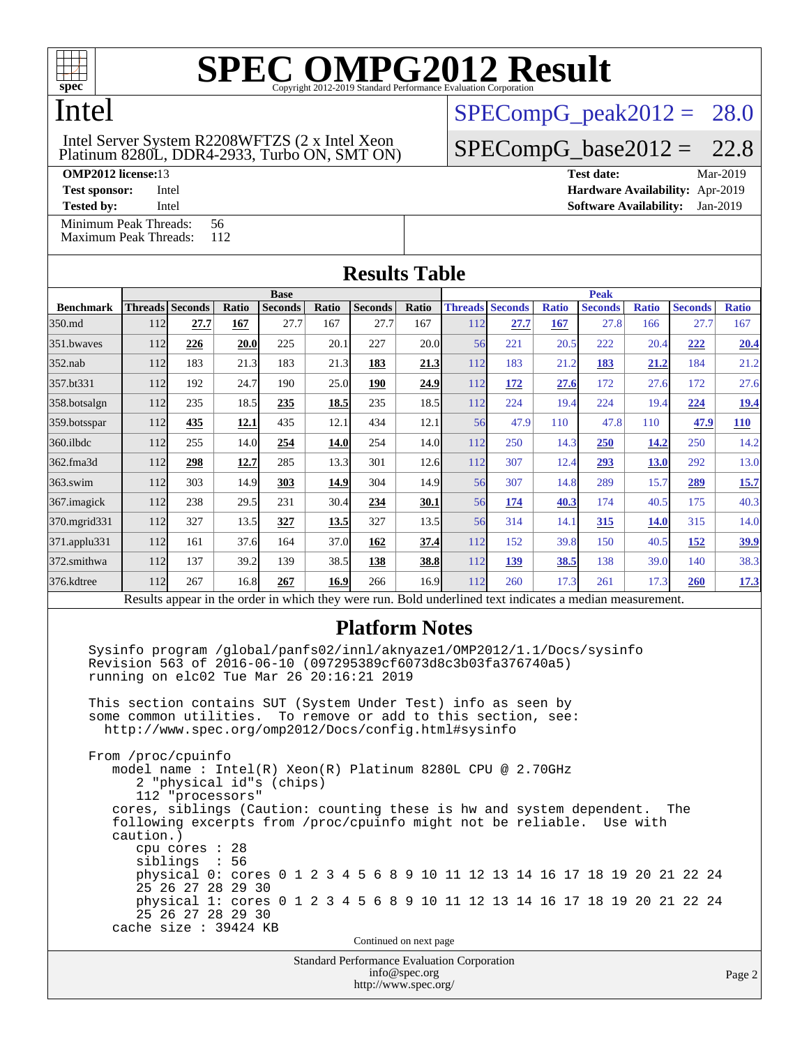# SPEC OMPG2012 Result

Copyright 2012-2019 Standard Performance Evaluation Corporation

## Intel

Intel Server System R2208WFTZS (2 x Intel Xeon Platinum 8280L, DDR4-2933, Turbo ON, SMT ON)

SPECompG_peak2012 = 28.0

SPECompG_base2012 = 22.8

**OMP2012 license:** 13
**Test sponsor:** Intel
**Tested by:** Intel

**Test date:** Mar-2019
**Hardware Availability:** Apr-2019
**Software Availability:** Jan-2019

Minimum Peak Threads: 56
Maximum Peak Threads: 112

## Results Table

| Benchmark | Base | | | | | | | Peak | | | | | | |
|---|---|---|---|---|---|---|---|---|---|---|---|---|---|---|
| | Threads | Seconds | Ratio | Seconds | Ratio | Seconds | Ratio | Threads | Seconds | Ratio | Seconds | Ratio | Seconds | Ratio |
| 350.md | 112 | **27.7** | **167** | 27.7 | 167 | 27.7 | 167 | 112 | **27.7** | **167** | 27.8 | 166 | 27.7 | 167 |
| 351.bwaves | 112 | **226** | **20.0** | 225 | 20.1 | 227 | 20.0 | 56 | 221 | 20.5 | 222 | 20.4 | **222** | **20.4** |
| 352.nab | 112 | 183 | 21.3 | 183 | 21.3 | **183** | **21.3** | 112 | 183 | 21.2 | **183** | **21.2** | 184 | 21.2 |
| 357.bt331 | 112 | 192 | 24.7 | 190 | 25.0 | **190** | **24.9** | 112 | **172** | **27.6** | 172 | 27.6 | 172 | 27.6 |
| 358.botsalgn | 112 | 235 | 18.5 | **235** | **18.5** | 235 | 18.5 | 112 | 224 | 19.4 | 224 | 19.4 | **224** | **19.4** |
| 359.botsspar | 112 | **435** | **12.1** | 435 | 12.1 | 434 | 12.1 | 56 | 47.9 | 110 | 47.8 | 110 | **47.9** | **110** |
| 360.ilbdc | 112 | 255 | 14.0 | **254** | **14.0** | 254 | 14.0 | 112 | 250 | 14.3 | **250** | **14.2** | 250 | 14.2 |
| 362.fma3d | 112 | **298** | **12.7** | 285 | 13.3 | 301 | 12.6 | 112 | 307 | 12.4 | **293** | **13.0** | 292 | 13.0 |
| 363.swim | 112 | 303 | 14.9 | **303** | **14.9** | 304 | 14.9 | 56 | 307 | 14.8 | 289 | 15.7 | **289** | **15.7** |
| 367.imagick | 112 | 238 | 29.5 | 231 | 30.4 | **234** | **30.1** | 56 | **174** | **40.3** | 174 | 40.5 | 175 | 40.3 |
| 370.mgrid331 | 112 | 327 | 13.5 | **327** | **13.5** | 327 | 13.5 | 56 | 314 | 14.1 | **315** | **14.0** | 315 | 14.0 |
| 371.applu331 | 112 | 161 | 37.6 | 164 | 37.0 | **162** | **37.4** | 112 | 152 | 39.8 | 150 | 40.5 | **152** | **39.9** |
| 372.smithwa | 112 | 137 | 39.2 | 139 | 38.5 | **138** | **38.8** | 112 | **139** | **38.5** | 138 | 39.0 | 140 | 38.3 |
| 376.kdtree | 112 | 267 | 16.8 | **267** | **16.9** | 266 | 16.9 | 112 | 260 | 17.3 | 261 | 17.3 | **260** | **17.3** |

Results appear in the order in which they were run. Bold underlined text indicates a median measurement.

## Platform Notes

```
Sysinfo program /global/panfs02/innl/aknyaze1/OMP2012/1.1/Docs/sysinfo
Revision 563 of 2016-06-10 (097295389cf6073d8c3b03fa376740a5)
running on elc02 Tue Mar 26 20:16:21 2019

This section contains SUT (System Under Test) info as seen by
some common utilities.  To remove or add to this section, see:
  http://www.spec.org/omp2012/Docs/config.html#sysinfo

From /proc/cpuinfo
   model name : Intel(R) Xeon(R) Platinum 8280L CPU @ 2.70GHz
      2 "physical id"s (chips)
      112 "processors"
   cores, siblings (Caution: counting these is hw and system dependent.  The
   following excerpts from /proc/cpuinfo might not be reliable.  Use with
   caution.)
      cpu cores : 28
      siblings  : 56
      physical 0: cores 0 1 2 3 4 5 6 8 9 10 11 12 13 14 16 17 18 19 20 21 22 24
      25 26 27 28 29 30
      physical 1: cores 0 1 2 3 4 5 6 8 9 10 11 12 13 14 16 17 18 19 20 21 22 24
      25 26 27 28 29 30
   cache size : 39424 KB
```

Continued on next page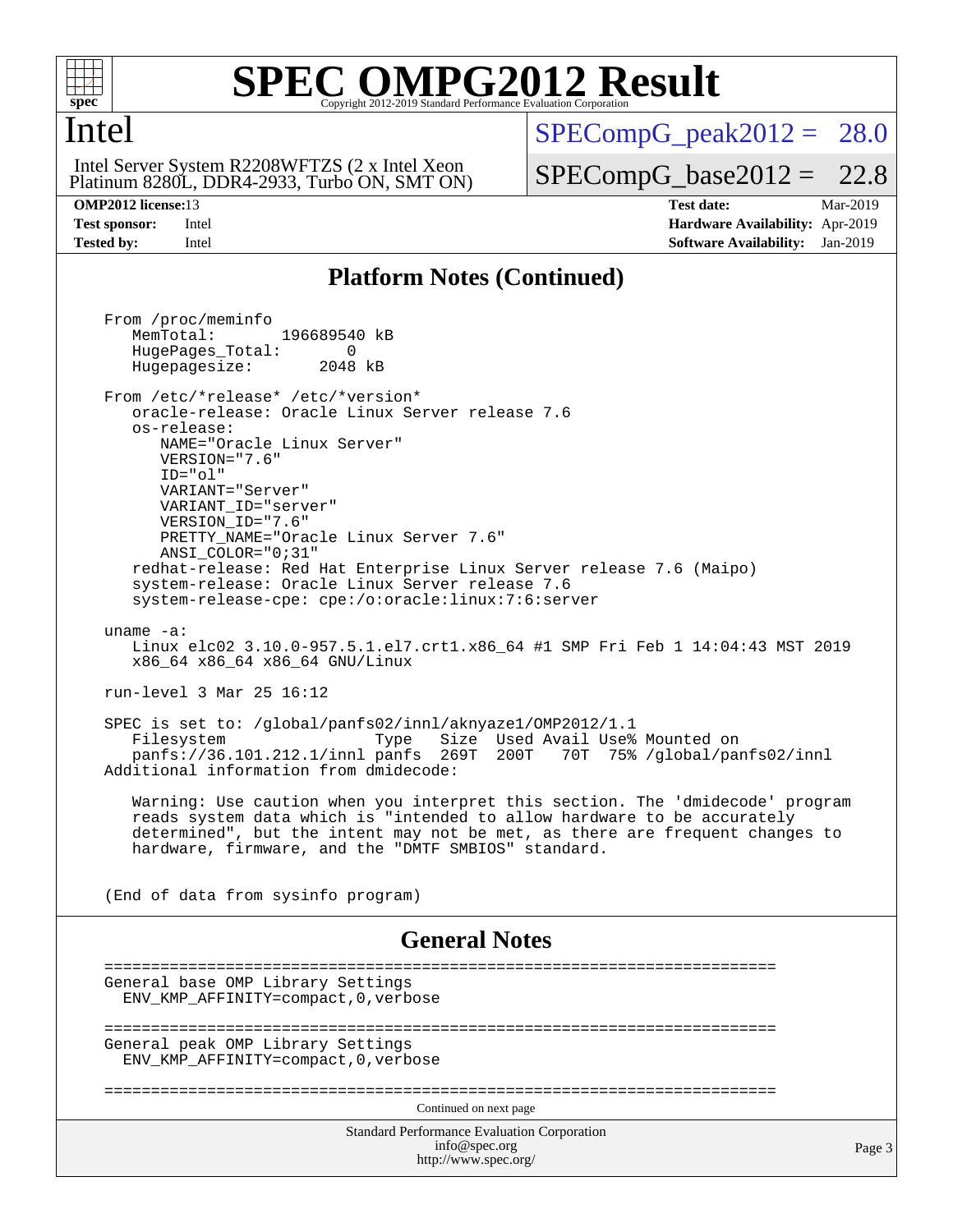# SPEC OMPG2012 Result

Copyright 2012-2019 Standard Performance Evaluation Corporation

## Intel

Intel Server System R2208WFTZS (2 x Intel Xeon Platinum 8280L, DDR4-2933, Turbo ON, SMT ON)

SPECompG_peak2012 = 28.0

SPECompG_base2012 = 22.8

| | | | |
|---|---|---|---|
| **OMP2012 license:** | 13 | **Test date:** | Mar-2019 |
| **Test sponsor:** | Intel | **Hardware Availability:** | Apr-2019 |
| **Tested by:** | Intel | **Software Availability:** | Jan-2019 |

## Platform Notes (Continued)

```
From /proc/meminfo
   MemTotal:       196689540 kB
   HugePages_Total:       0
   Hugepagesize:       2048 kB

From /etc/*release* /etc/*version*
   oracle-release: Oracle Linux Server release 7.6
   os-release:
      NAME="Oracle Linux Server"
      VERSION="7.6"
      ID="ol"
      VARIANT="Server"
      VARIANT_ID="server"
      VERSION_ID="7.6"
      PRETTY_NAME="Oracle Linux Server 7.6"
      ANSI_COLOR="0;31"
   redhat-release: Red Hat Enterprise Linux Server release 7.6 (Maipo)
   system-release: Oracle Linux Server release 7.6
   system-release-cpe: cpe:/o:oracle:linux:7:6:server

uname -a:
   Linux elc02 3.10.0-957.5.1.el7.crt1.x86_64 #1 SMP Fri Feb 1 14:04:43 MST 2019
   x86_64 x86_64 x86_64 GNU/Linux

run-level 3 Mar 25 16:12

SPEC is set to: /global/panfs02/innl/aknyaze1/OMP2012/1.1
   Filesystem              Type   Size  Used Avail Use% Mounted on
   panfs://36.101.212.1/innl panfs  269T  200T   70T  75% /global/panfs02/innl
Additional information from dmidecode:

   Warning: Use caution when you interpret this section. The 'dmidecode' program
   reads system data which is "intended to allow hardware to be accurately
   determined", but the intent may not be met, as there are frequent changes to
   hardware, firmware, and the "DMTF SMBIOS" standard.


(End of data from sysinfo program)
```

## General Notes

```
========================================================================
General base OMP Library Settings
  ENV_KMP_AFFINITY=compact,0,verbose

========================================================================
General peak OMP Library Settings
  ENV_KMP_AFFINITY=compact,0,verbose

========================================================================
```

Continued on next page

Standard Performance Evaluation Corporation
info@spec.org
http://www.spec.org/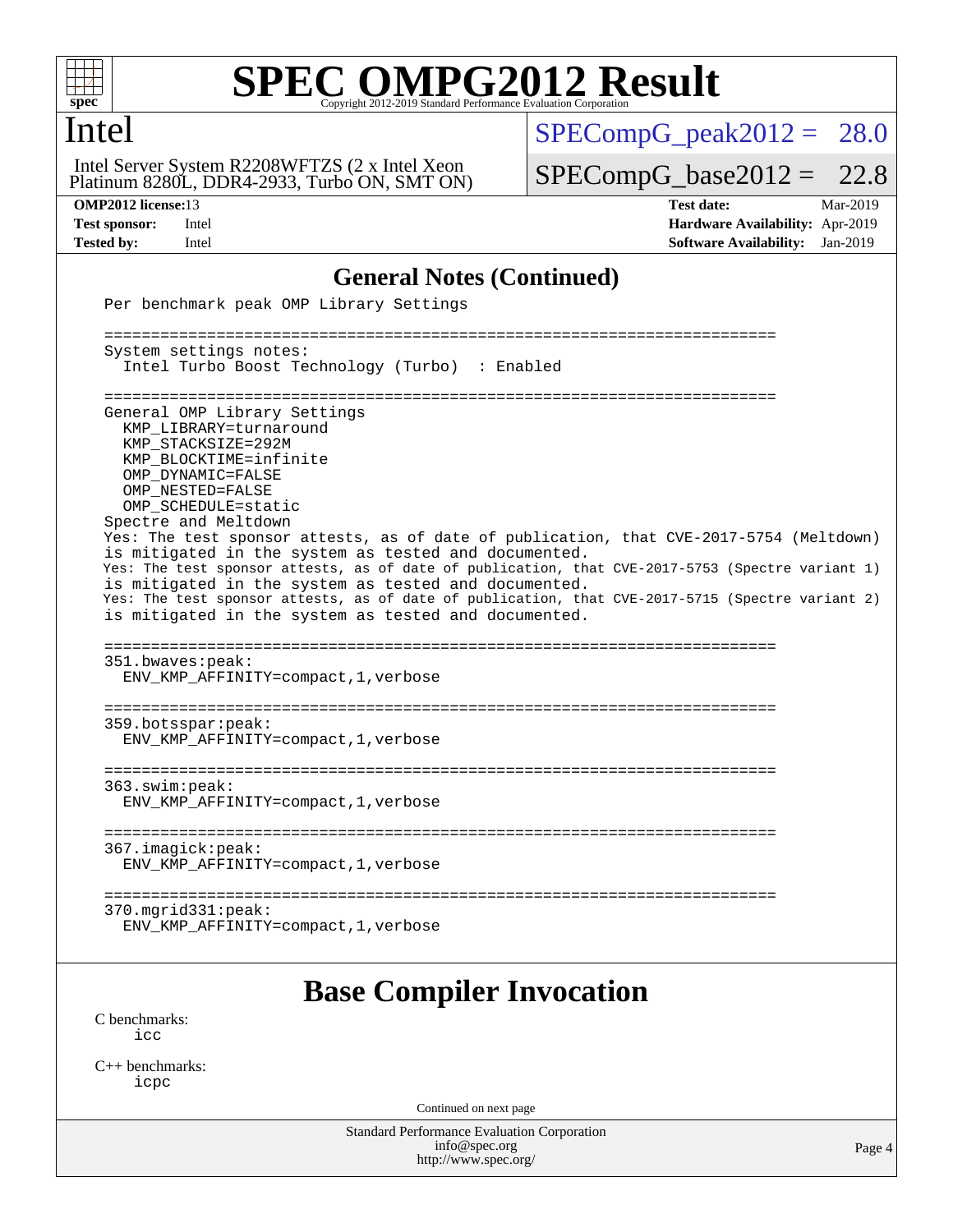## General Notes (Continued)

```
Per benchmark peak OMP Library Settings

========================================================================
System settings notes:
  Intel Turbo Boost Technology (Turbo)  : Enabled

========================================================================
General OMP Library Settings
  KMP_LIBRARY=turnaround
  KMP_STACKSIZE=292M
  KMP_BLOCKTIME=infinite
  OMP_DYNAMIC=FALSE
  OMP_NESTED=FALSE
  OMP_SCHEDULE=static
Spectre and Meltdown
Yes: The test sponsor attests, as of date of publication, that CVE-2017-5754 (Meltdown)
is mitigated in the system as tested and documented.
Yes: The test sponsor attests, as of date of publication, that CVE-2017-5753 (Spectre variant 1)
is mitigated in the system as tested and documented.
Yes: The test sponsor attests, as of date of publication, that CVE-2017-5715 (Spectre variant 2)
is mitigated in the system as tested and documented.

========================================================================
351.bwaves:peak:
  ENV_KMP_AFFINITY=compact,1,verbose

========================================================================
359.botsspar:peak:
  ENV_KMP_AFFINITY=compact,1,verbose

========================================================================
363.swim:peak:
  ENV_KMP_AFFINITY=compact,1,verbose

========================================================================
367.imagick:peak:
  ENV_KMP_AFFINITY=compact,1,verbose

========================================================================
370.mgrid331:peak:
  ENV_KMP_AFFINITY=compact,1,verbose
```

## Base Compiler Invocation

C benchmarks:
  icc

C++ benchmarks:
  icpc

Continued on next page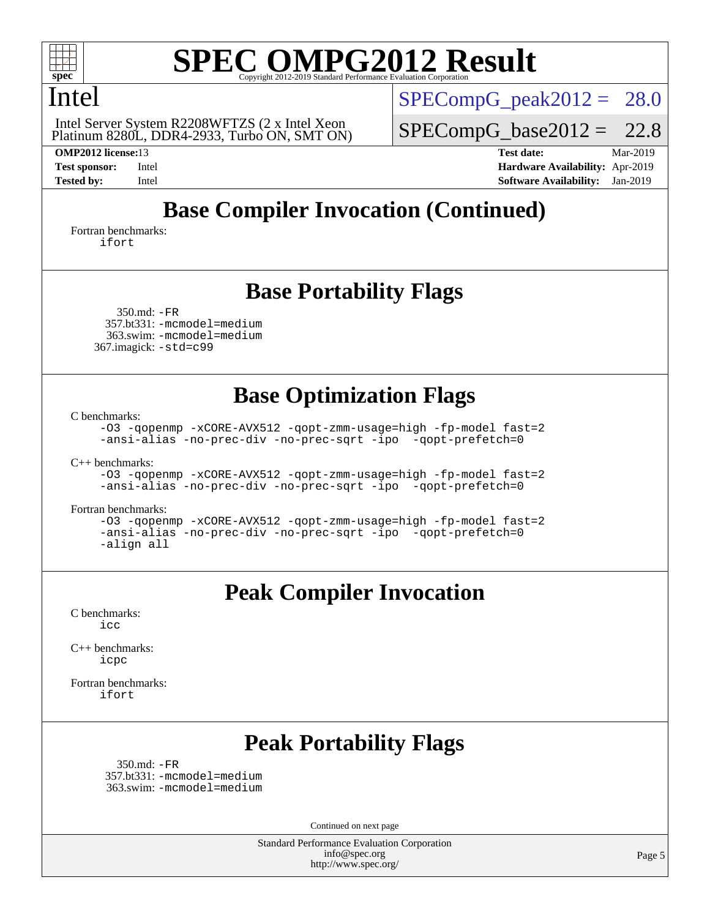# Base Compiler Invocation (Continued)

Fortran benchmarks:
```
ifort
```

# Base Portability Flags

350.md: `-FR`
357.bt331: `-mcmodel=medium`
363.swim: `-mcmodel=medium`
367.imagick: `-std=c99`

# Base Optimization Flags

C benchmarks:
```
-O3 -qopenmp -xCORE-AVX512 -qopt-zmm-usage=high -fp-model fast=2
-ansi-alias -no-prec-div -no-prec-sqrt -ipo  -qopt-prefetch=0
```

C++ benchmarks:
```
-O3 -qopenmp -xCORE-AVX512 -qopt-zmm-usage=high -fp-model fast=2
-ansi-alias -no-prec-div -no-prec-sqrt -ipo  -qopt-prefetch=0
```

Fortran benchmarks:
```
-O3 -qopenmp -xCORE-AVX512 -qopt-zmm-usage=high -fp-model fast=2
-ansi-alias -no-prec-div -no-prec-sqrt -ipo  -qopt-prefetch=0
-align all
```

# Peak Compiler Invocation

C benchmarks:
```
icc
```

C++ benchmarks:
```
icpc
```

Fortran benchmarks:
```
ifort
```

# Peak Portability Flags

350.md: `-FR`
357.bt331: `-mcmodel=medium`
363.swim: `-mcmodel=medium`

Continued on next page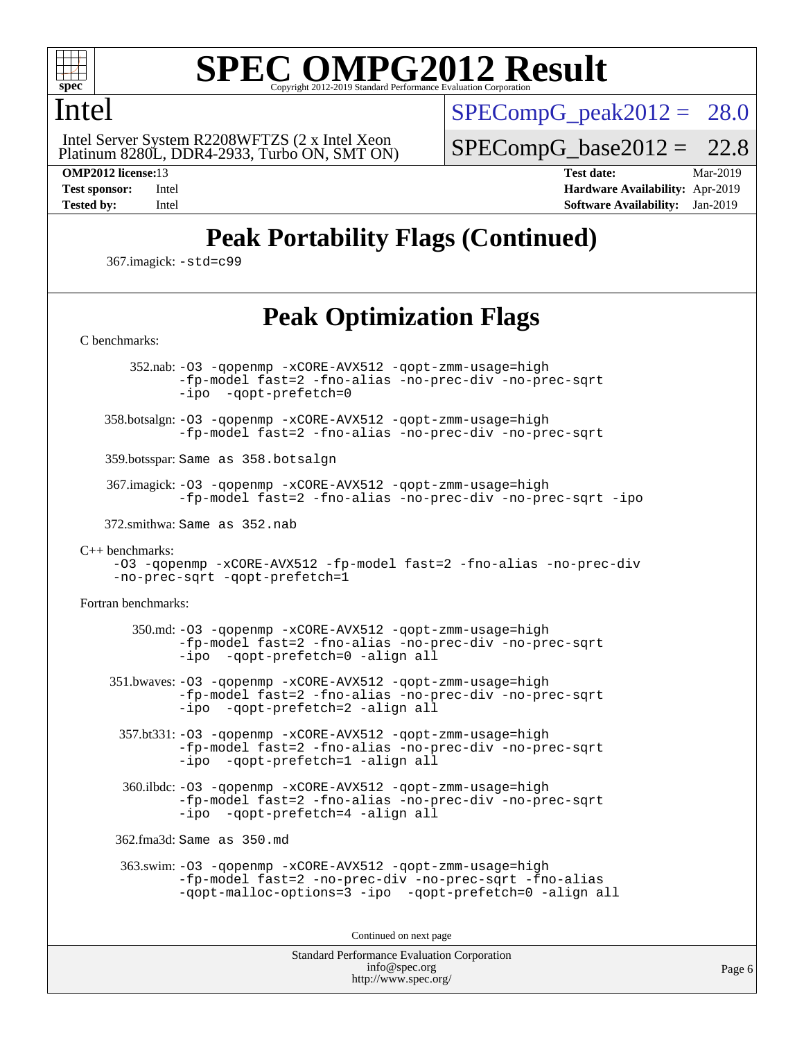## Peak Portability Flags (Continued)

367.imagick: `-std=c99`

## Peak Optimization Flags

C benchmarks:

352.nab: `-O3 -qopenmp -xCORE-AVX512 -qopt-zmm-usage=high -fp-model fast=2 -fno-alias -no-prec-div -no-prec-sqrt -ipo -qopt-prefetch=0`

358.botsalgn: `-O3 -qopenmp -xCORE-AVX512 -qopt-zmm-usage=high -fp-model fast=2 -fno-alias -no-prec-div -no-prec-sqrt`

359.botsspar: `Same as 358.botsalgn`

367.imagick: `-O3 -qopenmp -xCORE-AVX512 -qopt-zmm-usage=high -fp-model fast=2 -fno-alias -no-prec-div -no-prec-sqrt -ipo`

372.smithwa: `Same as 352.nab`

C++ benchmarks:

`-O3 -qopenmp -xCORE-AVX512 -fp-model fast=2 -fno-alias -no-prec-div -no-prec-sqrt -qopt-prefetch=1`

Fortran benchmarks:

350.md: `-O3 -qopenmp -xCORE-AVX512 -qopt-zmm-usage=high -fp-model fast=2 -fno-alias -no-prec-div -no-prec-sqrt -ipo -qopt-prefetch=0 -align all`

351.bwaves: `-O3 -qopenmp -xCORE-AVX512 -qopt-zmm-usage=high -fp-model fast=2 -fno-alias -no-prec-div -no-prec-sqrt -ipo -qopt-prefetch=2 -align all`

357.bt331: `-O3 -qopenmp -xCORE-AVX512 -qopt-zmm-usage=high -fp-model fast=2 -fno-alias -no-prec-div -no-prec-sqrt -ipo -qopt-prefetch=1 -align all`

360.ilbdc: `-O3 -qopenmp -xCORE-AVX512 -qopt-zmm-usage=high -fp-model fast=2 -fno-alias -no-prec-div -no-prec-sqrt -ipo -qopt-prefetch=4 -align all`

362.fma3d: `Same as 350.md`

363.swim: `-O3 -qopenmp -xCORE-AVX512 -qopt-zmm-usage=high -fp-model fast=2 -no-prec-div -no-prec-sqrt -fno-alias -qopt-malloc-options=3 -ipo -qopt-prefetch=0 -align all`

Continued on next page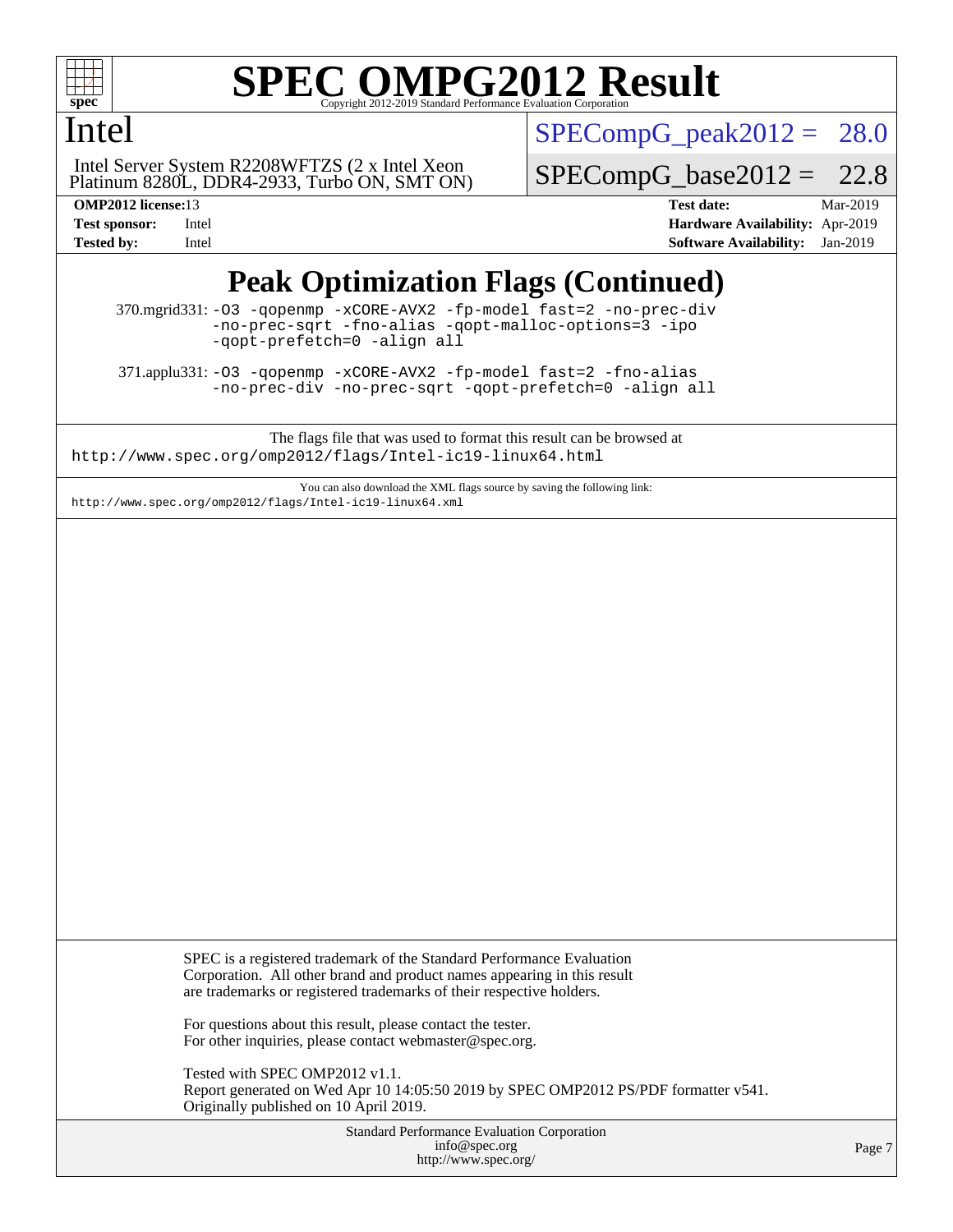# Peak Optimization Flags (Continued)

370.mgrid331: -O3 -qopenmp -xCORE-AVX2 -fp-model fast=2 -no-prec-div -no-prec-sqrt -fno-alias -qopt-malloc-options=3 -ipo -qopt-prefetch=0 -align all

371.applu331: -O3 -qopenmp -xCORE-AVX2 -fp-model fast=2 -fno-alias -no-prec-div -no-prec-sqrt -qopt-prefetch=0 -align all

The flags file that was used to format this result can be browsed at
http://www.spec.org/omp2012/flags/Intel-ic19-linux64.html

You can also download the XML flags source by saving the following link:
http://www.spec.org/omp2012/flags/Intel-ic19-linux64.xml

SPEC is a registered trademark of the Standard Performance Evaluation Corporation. All other brand and product names appearing in this result are trademarks or registered trademarks of their respective holders.

For questions about this result, please contact the tester.
For other inquiries, please contact webmaster@spec.org.

Tested with SPEC OMP2012 v1.1.
Report generated on Wed Apr 10 14:05:50 2019 by SPEC OMP2012 PS/PDF formatter v541.
Originally published on 10 April 2019.